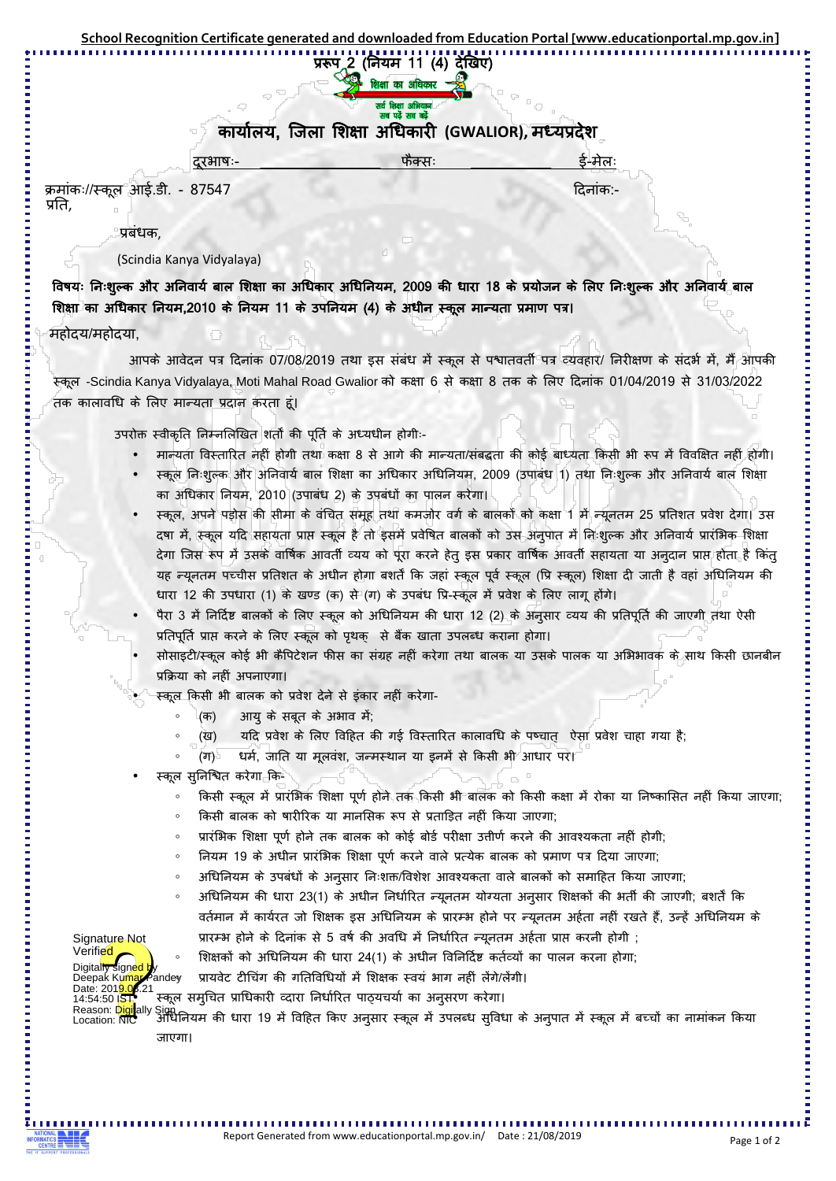School Recognition Certificate generated and downloaded from Education Portal [www.educationportal.mp.gov.in]

प्ररूप 2 (नियम 11 (4) देखिए)

शिक्षा का अधिकार

सर्व शिक्षा अभियान
सब पढ़ें सब बढ़ें

# कार्यालय, जिला शिक्षा अधिकारी (GWALIOR), मध्यप्रदेश

दूरभाषः- फैक्सः ई-मेलः

क्रमांकः//स्कूल आई.डी. - 87547 दिनांकः-

प्रति,

प्रबंधक,

(Scindia Kanya Vidyalaya)

**विषयः निःशुल्क और अनिवार्य बाल शिक्षा का अधिकार अधिनियम, 2009 की धारा 18 के प्रयोजन के लिए निःशुल्क और अनिवार्य बाल शिक्षा का अधिकार नियम,2010 के नियम 11 के उपनियम (4) के अधीन स्कूल मान्यता प्रमाण पत्र।**

महोदय/महोदया,

आपके आवेदन पत्र दिनांक 07/08/2019 तथा इस संबंध में स्कूल से पश्चातवर्ती पत्र व्यवहार/ निरीक्षण के संदर्भ में, मैं आपकी स्कूल -Scindia Kanya Vidyalaya, Moti Mahal Road Gwalior को कक्षा 6 से कक्षा 8 तक के लिए दिनांक 01/04/2019 से 31/03/2022 तक कालावधि के लिए मान्यता प्रदान करता हूं।

उपरोक्त स्वीकृति निम्नलिखित शर्तों की पूर्ति के अध्यधीन होगीः-

- मान्यता विस्तारित नहीं होगी तथा कक्षा 8 से आगे की मान्यता/संबद्धता की कोई बाध्यता किसी भी रूप में विवक्षित नहीं होगी।
- स्कूल निःशुल्क और अनिवार्य बाल शिक्षा का अधिकार अधिनियम, 2009 (उपाबंध 1) तथा निःशुल्क और अनिवार्य बाल शिक्षा का अधिकार नियम, 2010 (उपाबंध 2) के उपबंधों का पालन करेगा।
- स्कूल, अपने पड़ोस की सीमा के वंचित समूह तथा कमजोर वर्ग के बालकों को कक्षा 1 में न्यूनतम 25 प्रतिशत प्रवेश देगा। उस दषा में, स्कूल यदि सहायता प्राप्त स्कूल है तो इसमें प्रवेषित बालकों को उस अनुपात में निःशुल्क और अनिवार्य प्रारंभिक शिक्षा देगा जिस रूप में उसके वार्षिक आवर्ती व्यय को पूरा करने हेतु इस प्रकार वार्षिक आवर्ती सहायता या अनुदान प्राप्त होता है किंतु यह न्यूनतम पच्चीस प्रतिशत के अधीन होगा बशर्ते कि जहां स्कूल पूर्व स्कूल (प्रि स्कूल) शिक्षा दी जाती है वहां अधिनियम की धारा 12 की उपधारा (1) के खण्ड (क) से (ग) के उपबंध प्रि-स्कूल में प्रवेश के लिए लागू होंगे।
- पैरा 3 में निर्दिष्ट बालकों के लिए स्कूल को अधिनियम की धारा 12 (2) के अनुसार व्यय की प्रतिपूर्ति की जाएगी तथा ऐसी प्रतिपूर्ति प्राप्त करने के लिए स्कूल को पृथक् से बैंक खाता उपलब्ध कराना होगा।
- सोसाइटी/स्कूल कोई भी कैपिटेशन फीस का संग्रह नहीं करेगा तथा बालक या उसके पालक या अभिभावक के साथ किसी छानबीन प्रक्रिया को नहीं अपनाएगा।
- स्कूल किसी भी बालक को प्रवेश देने से इंकार नहीं करेगा-
  - (क) आयु के सबूत के अभाव में;
  - (ख) यदि प्रवेश के लिए विहित की गई विस्तारित कालावधि के पष्चात् ऐसा प्रवेश चाहा गया है;
  - (ग) धर्म, जाति या मूलवंश, जन्मस्थान या इनमें से किसी भी आधार पर।
- स्कूल सुनिश्चित करेगा कि-
  - किसी स्कूल में प्रारंभिक शिक्षा पूर्ण होने तक किसी भी बालक को किसी कक्षा में रोका या निष्कासित नहीं किया जाएगा;
  - किसी बालक को षारीरिक या मानसिक रूप से प्रताड़ित नहीं किया जाएगा;
  - प्रारंभिक शिक्षा पूर्ण होने तक बालक को कोई बोर्ड परीक्षा उत्तीर्ण करने की आवश्यकता नहीं होगी;
  - नियम 19 के अधीन प्रारंभिक शिक्षा पूर्ण करने वाले प्रत्येक बालक को प्रमाण पत्र दिया जाएगा;
  - अधिनियम के उपबंधों के अनुसार निःशक्त/विशेश आवश्यकता वाले बालकों को समाहित किया जाएगा;
  - अधिनियम की धारा 23(1) के अधीन निर्धारित न्यूनतम योग्यता अनुसार शिक्षकों की भर्ती की जाएगी; बशर्ते कि वर्तमान में कार्यरत जो शिक्षक इस अधिनियम के प्रारम्भ होने पर न्यूनतम अर्हता नहीं रखते हैं, उन्हें अधिनियम के प्रारम्भ होने के दिनांक से 5 वर्ष की अवधि में निर्धारित न्यूनतम अर्हता प्राप्त करनी होगी ;
  - शिक्षकों को अधिनियम की धारा 24(1) के अधीन विनिर्दिष्ट कर्तव्यों का पालन करना होगा;
  - प्रायवेट टीचिंग की गतिविधियों में शिक्षक स्वयं भाग नहीं लेंगे/लेंगी।
- स्कूल समुचित प्राधिकारी व्दारा निर्धारित पाठ्यचर्या का अनुसरण करेगा।
- अधिनियम की धारा 19 में विहित किए अनुसार स्कूल में उपलब्ध सुविधा के अनुपात में स्कूल में बच्चों का नामांकन किया जाएगा।

Signature Not Verified
Digitally signed by Deepak Kumar Pandey
Date: 2019.08.21 14:54:50 IST
Reason: Digitally Sign
Location: NIC

Report Generated from www.educationportal.mp.gov.in/ Date : 21/08/2019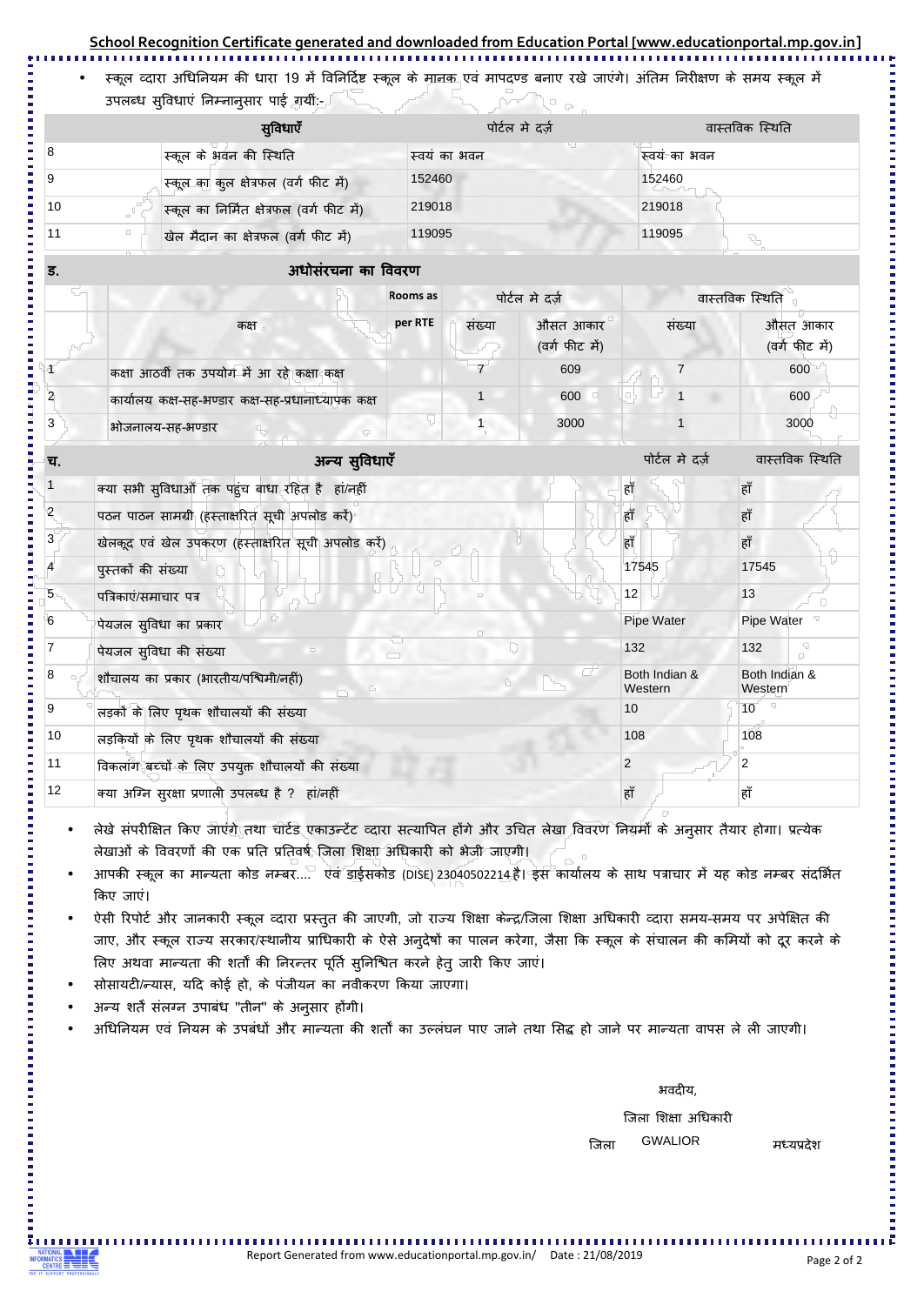**School Recognition Certificate generated and downloaded from Education Portal [www.educationportal.mp.gov.in]**

- स्कूल व्दारा अधिनियम की धारा 19 में विनिर्दिष्ट स्कूल के मानक एवं मापदण्ड बनाए रखे जाएंगे। अंतिम निरीक्षण के समय स्कूल में उपलब्ध सुविधाएं निम्नानुसार पाई गयीं:-

| | सुविधाएँ | पोर्टल मे दर्ज़ | वास्तविक स्थिति |
|---|---|---|---|
| 8 | स्कूल के भवन की स्थिति | स्वयं का भवन | स्वयं का भवन |
| 9 | स्कूल का कुल क्षेत्रफल (वर्ग फीट में) | 152460 | 152460 |
| 10 | स्कूल का निर्मित क्षेत्रफल (वर्ग फीट में) | 219018 | 219018 |
| 11 | खेल मैदान का क्षेत्रफल (वर्ग फीट में) | 119095 | 119095 |

**ड. अधोसंरचना का विवरण**

| | कक्ष | Rooms as per RTE | पोर्टल मे दर्ज़ संख्या | पोर्टल मे दर्ज़ औसत आकार (वर्ग फीट में) | वास्तविक स्थिति संख्या | वास्तविक स्थिति औसत आकार (वर्ग फीट में) |
|---|---|---|---|---|---|---|
| 1 | कक्षा आठवीं तक उपयोग में आ रहे कक्षा कक्ष | | 7 | 609 | 7 | 600 |
| 2 | कार्यालय कक्ष-सह-भण्डार कक्ष-सह-प्रधानाध्यापक कक्ष | | 1 | 600 | 1 | 600 |
| 3 | भोजनालय-सह-भण्डार | | 1 | 3000 | 1 | 3000 |

**च. अन्य सुविधाएँ**

| | अन्य सुविधाएँ | पोर्टल मे दर्ज़ | वास्तविक स्थिति |
|---|---|---|---|
| 1 | क्या सभी सुविधाओं तक पहुंच बाधा रहित है हां/नहीं | हाँ | हाँ |
| 2 | पठन पाठन सामग्री (हस्ताक्षरित सूची अपलोड करें) | हाँ | हाँ |
| 3 | खेलकूद एवं खेल उपकरण (हस्ताक्षरित सूची अपलोड करें) | हाँ | हाँ |
| 4 | पुस्तकों की संख्या | 17545 | 17545 |
| 5 | पत्रिकाएं/समाचार पत्र | 12 | 13 |
| 6 | पेयजल सुविधा का प्रकार | Pipe Water | Pipe Water |
| 7 | पेयजल सुविधा की संख्या | 132 | 132 |
| 8 | शौचालय का प्रकार (भारतीय/पश्चिमी/नहीं) | Both Indian & Western | Both Indian & Western |
| 9 | लड़कों के लिए पृथक शौचालयों की संख्या | 10 | 10 |
| 10 | लड़कियों के लिए पृथक शौचालयों की संख्या | 108 | 108 |
| 11 | विकलांग बच्चों के लिए उपयुक्त शौचालयों की संख्या | 2 | 2 |
| 12 | क्या अग्नि सुरक्षा प्रणाली उपलब्ध है ? हां/नहीं | हाँ | हाँ |

- लेखे संपरीक्षित किए जाएंगे तथा चार्टड एकाउन्टेंट व्दारा सत्यापित होंगे और उचित लेखा विवरण नियमों के अनुसार तैयार होगा। प्रत्येक लेखाओं के विवरणों की एक प्रति प्रतिवर्ष जिला शिक्षा अधिकारी को भेजी जाएगी।
- आपकी स्कूल का मान्यता कोड नम्बर.... एवं डाइसकोड (DISE) 23040502214 है। इस कार्यालय के साथ पत्राचार में यह कोड नम्बर संदर्भित किए जाएं।
- ऐसी रिपोर्ट और जानकारी स्कूल व्दारा प्रस्तुत की जाएगी, जो राज्य शिक्षा केन्द्र/जिला शिक्षा अधिकारी व्दारा समय-समय पर अपेक्षित की जाए, और स्कूल राज्य सरकार/स्थानीय प्राधिकारी के ऐसे अनुदेषों का पालन करेगा, जैसा कि स्कूल के संचालन की कमियों को दूर करने के लिए अथवा मान्यता की शर्तों की निरन्तर पूर्ति सुनिश्चित करने हेतु जारी किए जाएं।
- सोसायटी/न्यास, यदि कोई हो, के पंजीयन का नवीकरण किया जाएगा।
- अन्य शर्तें संलग्न उपाबंध "तीन" के अनुसार होंगी।
- अधिनियम एवं नियम के उपबंधों और मान्यता की शर्तों का उल्लंघन पाए जाने तथा सिद्ध हो जाने पर मान्यता वापस ले ली जाएगी।

भवदीय,

जिला शिक्षा अधिकारी

जिला GWALIOR मध्यप्रदेश

Report Generated from www.educationportal.mp.gov.in/ Date : 21/08/2019